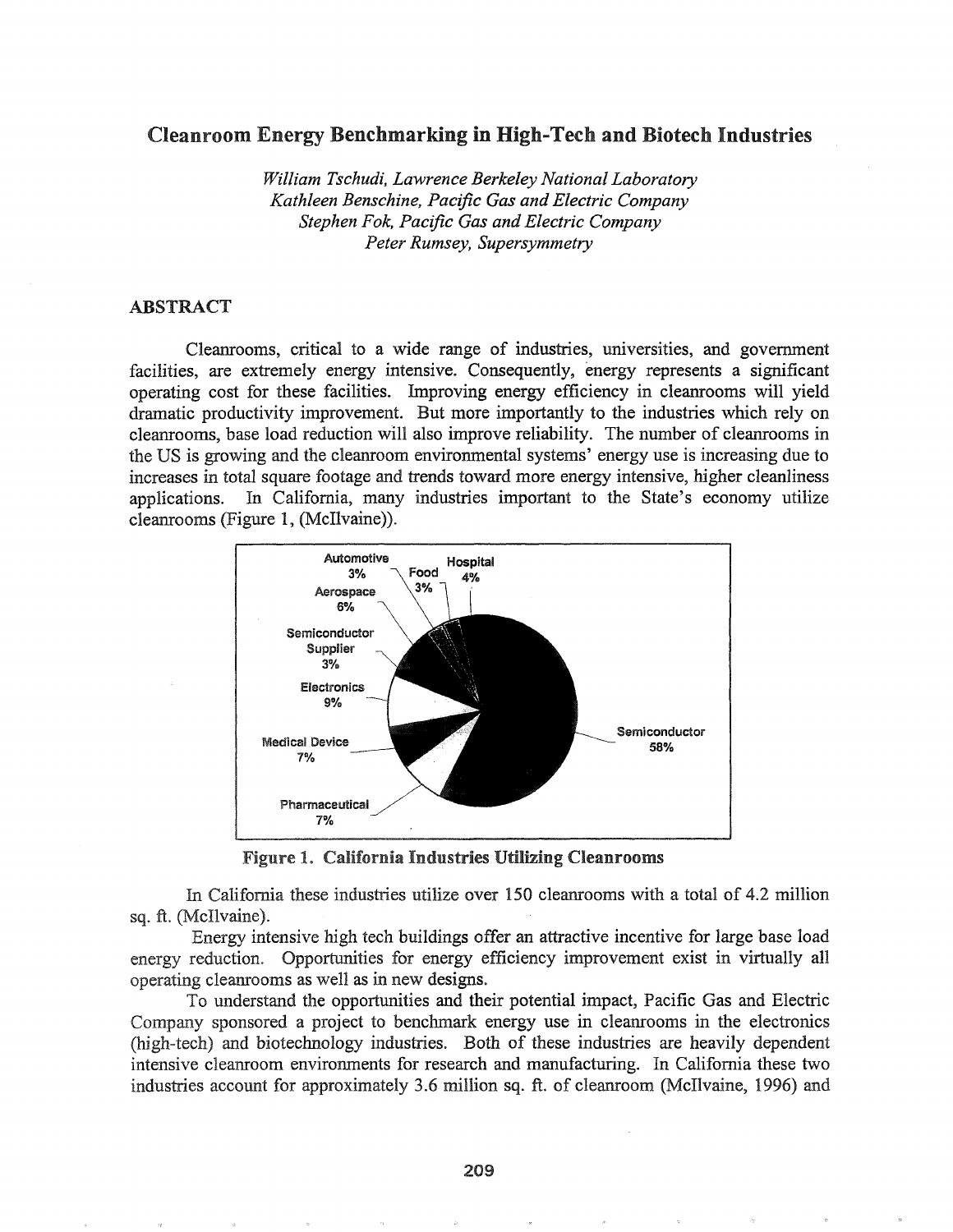# Cleanroom Energy Benchmarking in High-Tech and Biotech Industries

*William Tschudi, Lawrence Berkeley National Laboratory*
*Kathleen Benschine, Pacific Gas and Electric Company*
*Stephen Fok, Pacific Gas and Electric Company*
*Peter Rumsey, Supersymmetry*

## ABSTRACT

Cleanrooms, critical to a wide range of industries, universities, and government facilities, are extremely energy intensive. Consequently, energy represents a significant operating cost for these facilities. Improving energy efficiency in cleanrooms will yield dramatic productivity improvement. But more importantly to the industries which rely on cleanrooms, base load reduction will also improve reliability. The number of cleanrooms in the US is growing and the cleanroom environmental systems' energy use is increasing due to increases in total square footage and trends toward more energy intensive, higher cleanliness applications. In California, many industries important to the State's economy utilize cleanrooms (Figure 1, (McIlvaine)).

Automotive 3%, Food 3%, Hospital 4%, Aerospace 6%, Semiconductor Supplier 3%, Electronics 9%, Medical Device 7%, Pharmaceutical 7%, Semiconductor 58%

**Figure 1. California Industries Utilizing Cleanrooms**

In California these industries utilize over 150 cleanrooms with a total of 4.2 million sq. ft. (McIlvaine).

Energy intensive high tech buildings offer an attractive incentive for large base load energy reduction. Opportunities for energy efficiency improvement exist in virtually all operating cleanrooms as well as in new designs.

To understand the opportunities and their potential impact, Pacific Gas and Electric Company sponsored a project to benchmark energy use in cleanrooms in the electronics (high-tech) and biotechnology industries. Both of these industries are heavily dependent intensive cleanroom environments for research and manufacturing. In California these two industries account for approximately 3.6 million sq. ft. of cleanroom (McIlvaine, 1996) and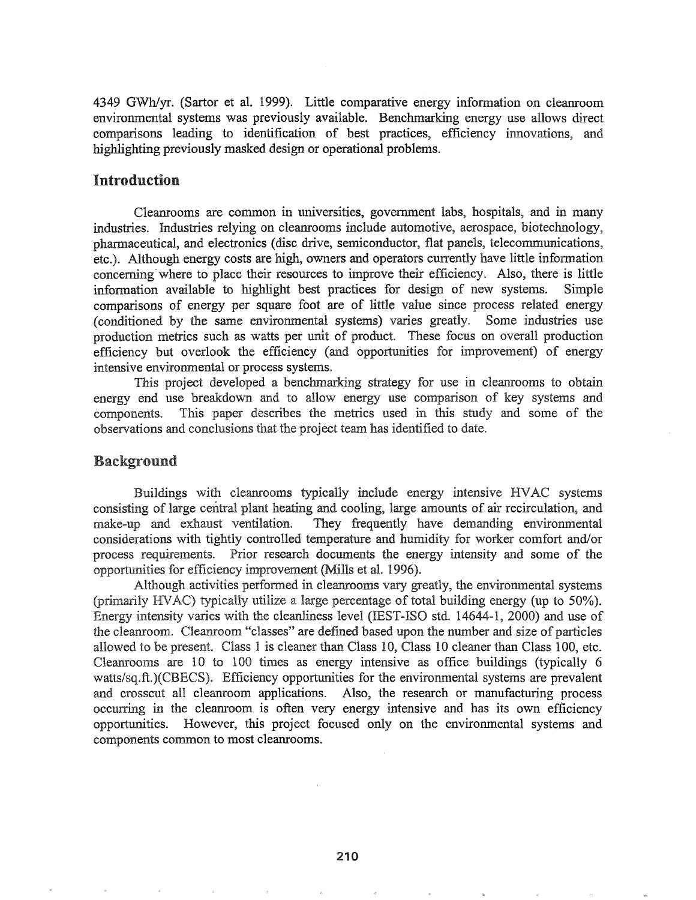4349 GWh/yr. (Sartor et al. 1999). Little comparative energy information on cleanroom environmental systems was previously available. Benchmarking energy use allows direct comparisons leading to identification of best practices, efficiency innovations, and highlighting previously masked design or operational problems.

## Introduction

Cleanrooms are common in universities, government labs, hospitals, and in many industries. Industries relying on cleanrooms include automotive, aerospace, biotechnology, pharmaceutical, and electronics (disc drive, semiconductor, flat panels, telecommunications, etc.). Although energy costs are high, owners and operators currently have little information concerning where to place their resources to improve their efficiency. Also, there is little information available to highlight best practices for design of new systems. Simple comparisons of energy per square foot are of little value since process related energy (conditioned by the same environmental systems) varies greatly. Some industries use production metrics such as watts per unit of product. These focus on overall production efficiency but overlook the efficiency (and opportunities for improvement) of energy intensive environmental or process systems.

This project developed a benchmarking strategy for use in cleanrooms to obtain energy end use breakdown and to allow energy use comparison of key systems and components. This paper describes the metrics used in this study and some of the observations and conclusions that the project team has identified to date.

## Background

Buildings with cleanrooms typically include energy intensive HVAC systems consisting of large central plant heating and cooling, large amounts of air recirculation, and make-up and exhaust ventilation. They frequently have demanding environmental considerations with tightly controlled temperature and humidity for worker comfort and/or process requirements. Prior research documents the energy intensity and some of the opportunities for efficiency improvement (Mills et al. 1996).

Although activities performed in cleanrooms vary greatly, the environmental systems (primarily HVAC) typically utilize a large percentage of total building energy (up to 50%). Energy intensity varies with the cleanliness level (IEST-ISO std. 14644-1, 2000) and use of the cleanroom. Cleanroom "classes" are defined based upon the number and size of particles allowed to be present. Class 1 is cleaner than Class 10, Class 10 cleaner than Class 100, etc. Cleanrooms are 10 to 100 times as energy intensive as office buildings (typically 6 watts/sq.ft.)(CBECS). Efficiency opportunities for the environmental systems are prevalent and crosscut all cleanroom applications. Also, the research or manufacturing process occurring in the cleanroom is often very energy intensive and has its own efficiency opportunities. However, this project focused only on the environmental systems and components common to most cleanrooms.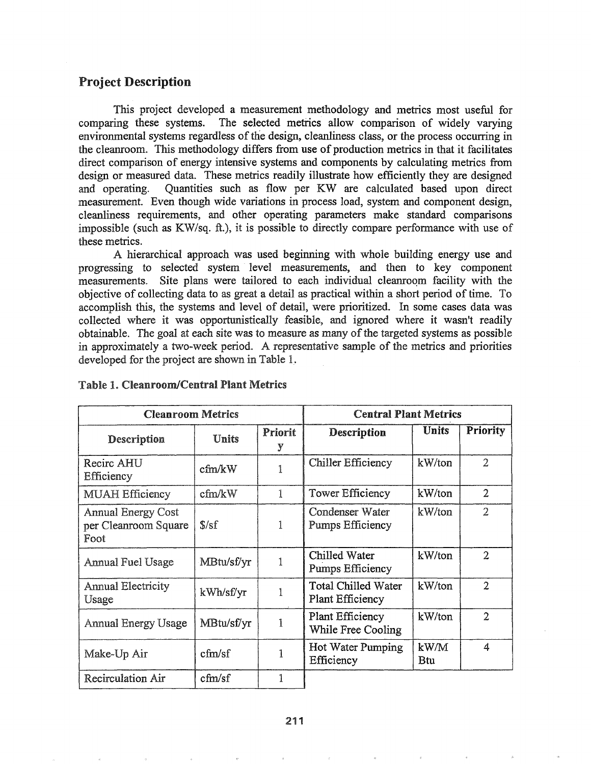## Project Description

This project developed a measurement methodology and metrics most useful for comparing these systems. The selected metrics allow comparison of widely varying environmental systems regardless of the design, cleanliness class, or the process occurring in the cleanroom. This methodology differs from use of production metrics in that it facilitates direct comparison of energy intensive systems and components by calculating metrics from design or measured data. These metrics readily illustrate how efficiently they are designed and operating. Quantities such as flow per KW are calculated based upon direct measurement. Even though wide variations in process load, system and component design, cleanliness requirements, and other operating parameters make standard comparisons impossible (such as KW/sq. ft.), it is possible to directly compare performance with use of these metrics.

A hierarchical approach was used beginning with whole building energy use and progressing to selected system level measurements, and then to key component measurements. Site plans were tailored to each individual cleanroom facility with the objective of collecting data to as great a detail as practical within a short period of time. To accomplish this, the systems and level of detail, were prioritized. In some cases data was collected where it was opportunistically feasible, and ignored where it wasn't readily obtainable. The goal at each site was to measure as many of the targeted systems as possible in approximately a two-week period. A representative sample of the metrics and priorities developed for the project are shown in Table 1.

**Table 1. Cleanroom/Central Plant Metrics**

| Cleanroom Metrics | | | Central Plant Metrics | | |
|---|---|---|---|---|---|
| Description | Units | Priority | Description | Units | Priority |
| Recirc AHU Efficiency | cfm/kW | 1 | Chiller Efficiency | kW/ton | 2 |
| MUAH Efficiency | cfm/kW | 1 | Tower Efficiency | kW/ton | 2 |
| Annual Energy Cost per Cleanroom Square Foot | $/sf | 1 | Condenser Water Pumps Efficiency | kW/ton | 2 |
| Annual Fuel Usage | MBtu/sf/yr | 1 | Chilled Water Pumps Efficiency | kW/ton | 2 |
| Annual Electricity Usage | kWh/sf/yr | 1 | Total Chilled Water Plant Efficiency | kW/ton | 2 |
| Annual Energy Usage | MBtu/sf/yr | 1 | Plant Efficiency While Free Cooling | kW/ton | 2 |
| Make-Up Air | cfm/sf | 1 | Hot Water Pumping Efficiency | kW/M Btu | 4 |
| Recirculation Air | cfm/sf | 1 | | | |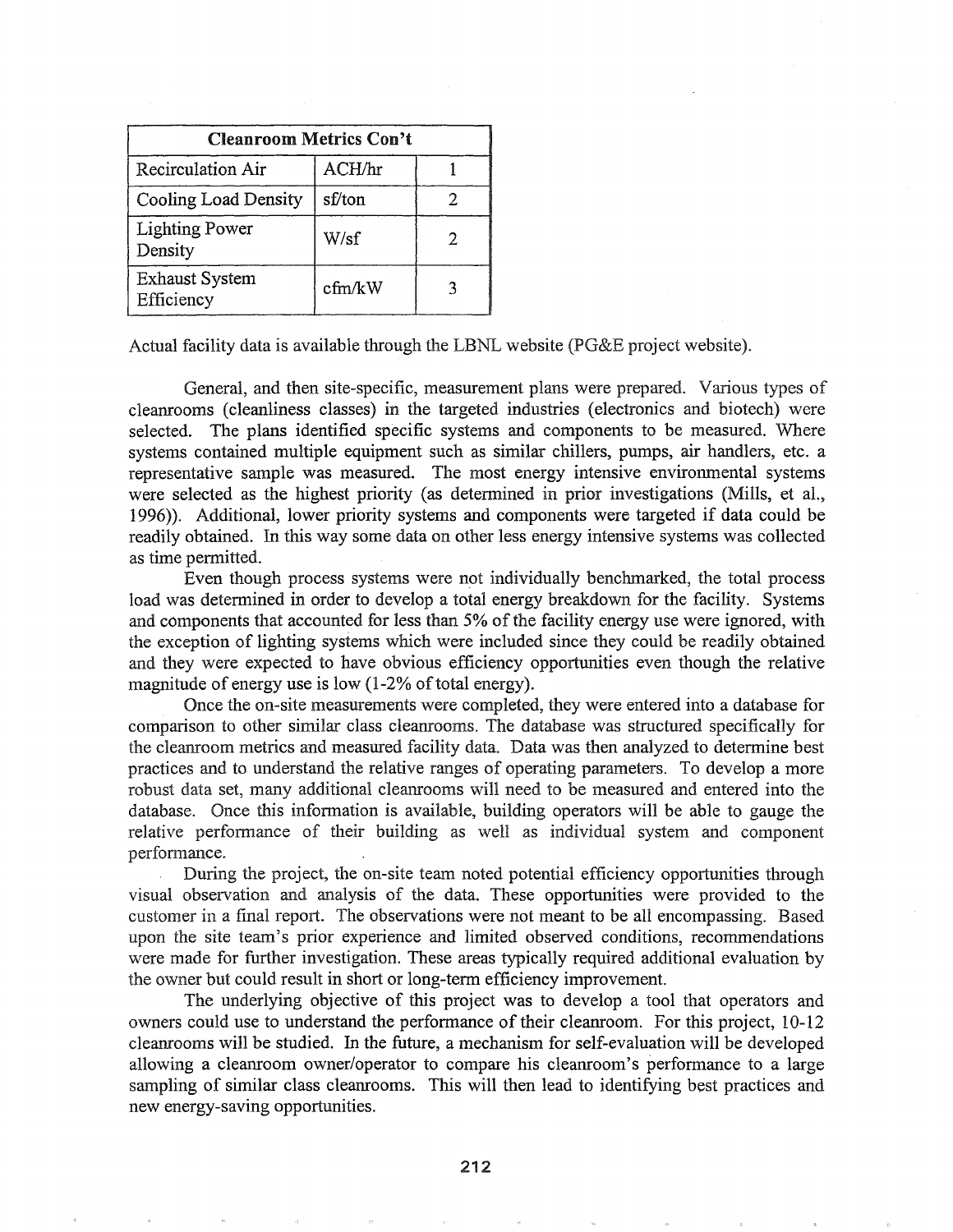| Cleanroom Metrics Con't | | |
|---|---|---|
| Recirculation Air | ACH/hr | 1 |
| Cooling Load Density | sf/ton | 2 |
| Lighting Power Density | W/sf | 2 |
| Exhaust System Efficiency | cfm/kW | 3 |

Actual facility data is available through the LBNL website (PG&E project website).

General, and then site-specific, measurement plans were prepared. Various types of cleanrooms (cleanliness classes) in the targeted industries (electronics and biotech) were selected. The plans identified specific systems and components to be measured. Where systems contained multiple equipment such as similar chillers, pumps, air handlers, etc. a representative sample was measured. The most energy intensive environmental systems were selected as the highest priority (as determined in prior investigations (Mills, et al., 1996)). Additional, lower priority systems and components were targeted if data could be readily obtained. In this way some data on other less energy intensive systems was collected as time permitted.

Even though process systems were not individually benchmarked, the total process load was determined in order to develop a total energy breakdown for the facility. Systems and components that accounted for less than 5% of the facility energy use were ignored, with the exception of lighting systems which were included since they could be readily obtained and they were expected to have obvious efficiency opportunities even though the relative magnitude of energy use is low (1-2% of total energy).

Once the on-site measurements were completed, they were entered into a database for comparison to other similar class cleanrooms. The database was structured specifically for the cleanroom metrics and measured facility data. Data was then analyzed to determine best practices and to understand the relative ranges of operating parameters. To develop a more robust data set, many additional cleanrooms will need to be measured and entered into the database. Once this information is available, building operators will be able to gauge the relative performance of their building as well as individual system and component performance.

During the project, the on-site team noted potential efficiency opportunities through visual observation and analysis of the data. These opportunities were provided to the customer in a final report. The observations were not meant to be all encompassing. Based upon the site team's prior experience and limited observed conditions, recommendations were made for further investigation. These areas typically required additional evaluation by the owner but could result in short or long-term efficiency improvement.

The underlying objective of this project was to develop a tool that operators and owners could use to understand the performance of their cleanroom. For this project, 10-12 cleanrooms will be studied. In the future, a mechanism for self-evaluation will be developed allowing a cleanroom owner/operator to compare his cleanroom's performance to a large sampling of similar class cleanrooms. This will then lead to identifying best practices and new energy-saving opportunities.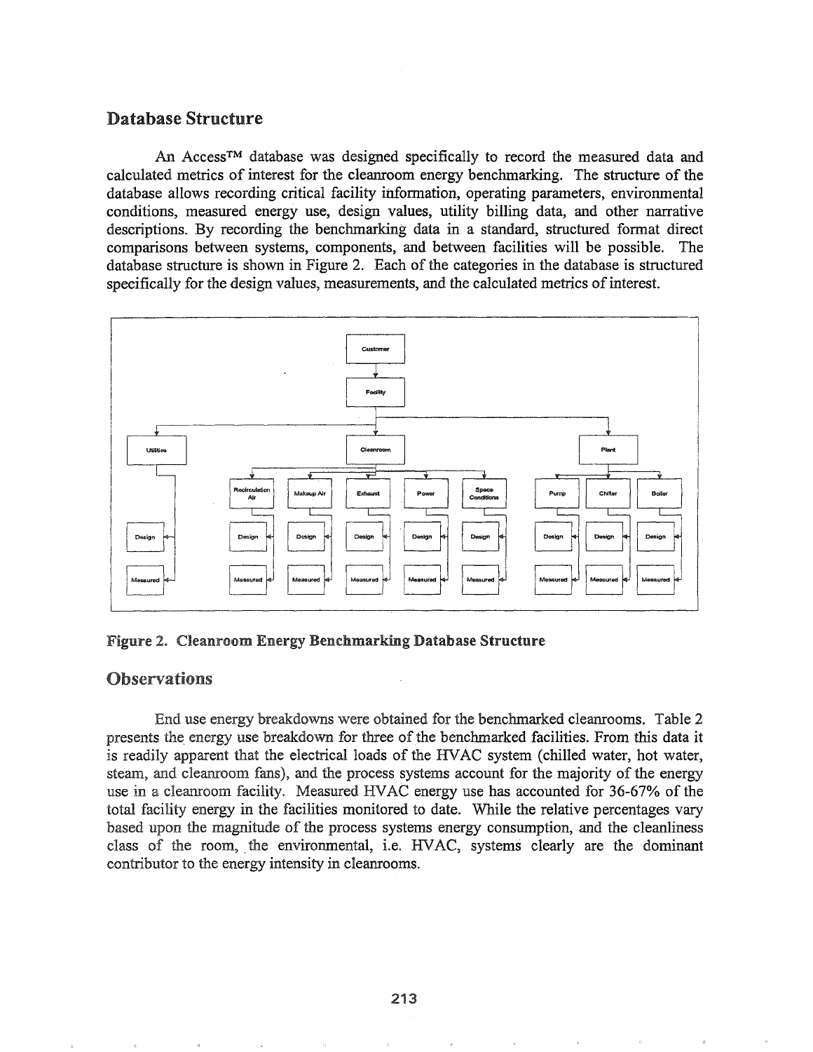## Database Structure

An Access™ database was designed specifically to record the measured data and calculated metrics of interest for the cleanroom energy benchmarking. The structure of the database allows recording critical facility information, operating parameters, environmental conditions, measured energy use, design values, utility billing data, and other narrative descriptions. By recording the benchmarking data in a standard, structured format direct comparisons between systems, components, and between facilities will be possible. The database structure is shown in Figure 2. Each of the categories in the database is structured specifically for the design values, measurements, and the calculated metrics of interest.

**Figure 2. Cleanroom Energy Benchmarking Database Structure**

## Observations

End use energy breakdowns were obtained for the benchmarked cleanrooms. Table 2 presents the energy use breakdown for three of the benchmarked facilities. From this data it is readily apparent that the electrical loads of the HVAC system (chilled water, hot water, steam, and cleanroom fans), and the process systems account for the majority of the energy use in a cleanroom facility. Measured HVAC energy use has accounted for 36-67% of the total facility energy in the facilities monitored to date. While the relative percentages vary based upon the magnitude of the process systems energy consumption, and the cleanliness class of the room, the environmental, i.e. HVAC, systems clearly are the dominant contributor to the energy intensity in cleanrooms.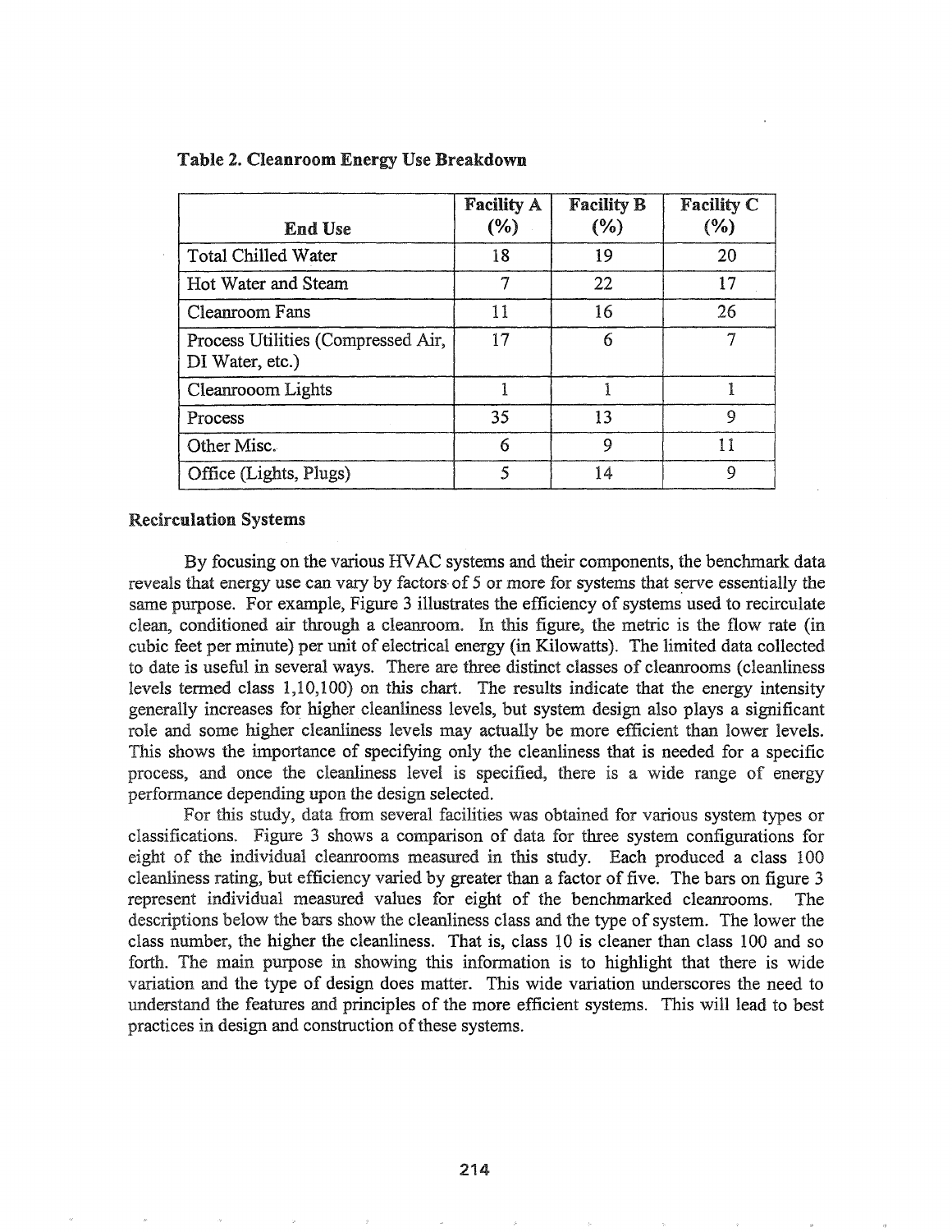**Table 2. Cleanroom Energy Use Breakdown**

| End Use | Facility A (%) | Facility B (%) | Facility C (%) |
|---|---|---|---|
| Total Chilled Water | 18 | 19 | 20 |
| Hot Water and Steam | 7 | 22 | 17 |
| Cleanroom Fans | 11 | 16 | 26 |
| Process Utilities (Compressed Air, DI Water, etc.) | 17 | 6 | 7 |
| Cleanrooom Lights | 1 | 1 | 1 |
| Process | 35 | 13 | 9 |
| Other Misc. | 6 | 9 | 11 |
| Office (Lights, Plugs) | 5 | 14 | 9 |

### Recirculation Systems

By focusing on the various HVAC systems and their components, the benchmark data reveals that energy use can vary by factors of 5 or more for systems that serve essentially the same purpose. For example, Figure 3 illustrates the efficiency of systems used to recirculate clean, conditioned air through a cleanroom. In this figure, the metric is the flow rate (in cubic feet per minute) per unit of electrical energy (in Kilowatts). The limited data collected to date is useful in several ways. There are three distinct classes of cleanrooms (cleanliness levels termed class 1,10,100) on this chart. The results indicate that the energy intensity generally increases for higher cleanliness levels, but system design also plays a significant role and some higher cleanliness levels may actually be more efficient than lower levels. This shows the importance of specifying only the cleanliness that is needed for a specific process, and once the cleanliness level is specified, there is a wide range of energy performance depending upon the design selected.

For this study, data from several facilities was obtained for various system types or classifications. Figure 3 shows a comparison of data for three system configurations for eight of the individual cleanrooms measured in this study. Each produced a class 100 cleanliness rating, but efficiency varied by greater than a factor of five. The bars on figure 3 represent individual measured values for eight of the benchmarked cleanrooms. The descriptions below the bars show the cleanliness class and the type of system. The lower the class number, the higher the cleanliness. That is, class 10 is cleaner than class 100 and so forth. The main purpose in showing this information is to highlight that there is wide variation and the type of design does matter. This wide variation underscores the need to understand the features and principles of the more efficient systems. This will lead to best practices in design and construction of these systems.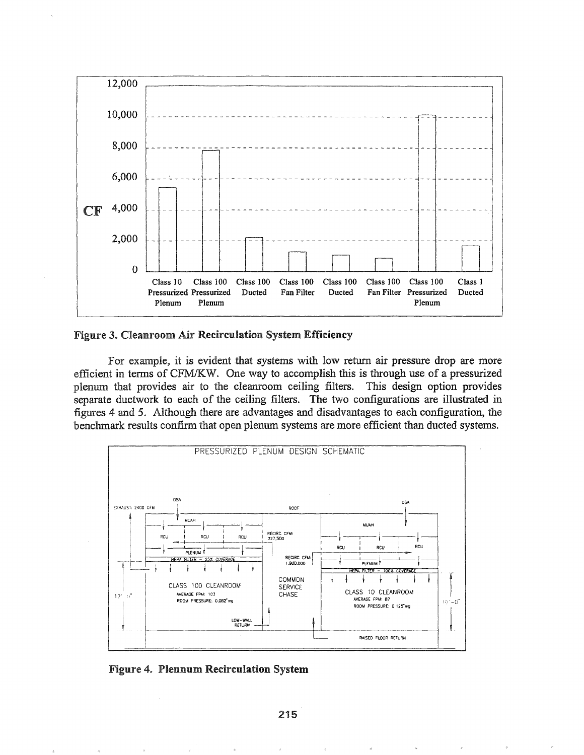Figure 3. Cleanroom Air Recirculation System Efficiency

For example, it is evident that systems with low return air pressure drop are more efficient in terms of CFM/KW. One way to accomplish this is through use of a pressurized plenum that provides air to the cleanroom ceiling filters. This design option provides separate ductwork to each of the ceiling filters. The two configurations are illustrated in figures 4 and 5. Although there are advantages and disadvantages to each configuration, the benchmark results confirm that open plenum systems are more efficient than ducted systems.

Figure 4. Plennum Recirculation System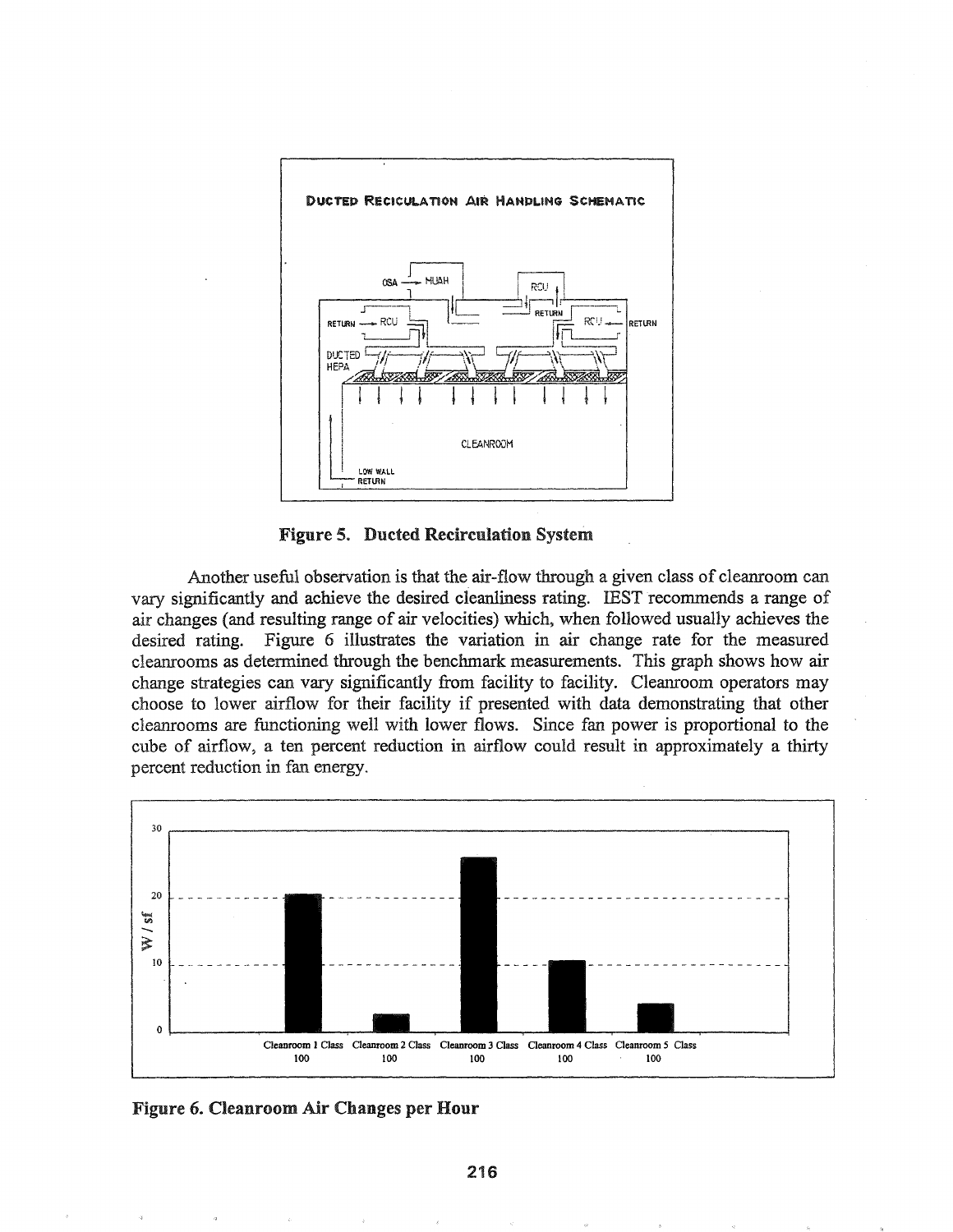Figure 5. Ducted Recirculation System

Another useful observation is that the air-flow through a given class of cleanroom can vary significantly and achieve the desired cleanliness rating. IEST recommends a range of air changes (and resulting range of air velocities) which, when followed usually achieves the desired rating. Figure 6 illustrates the variation in air change rate for the measured cleanrooms as determined through the benchmark measurements. This graph shows how air change strategies can vary significantly from facility to facility. Cleanroom operators may choose to lower airflow for their facility if presented with data demonstrating that other cleanrooms are functioning well with lower flows. Since fan power is proportional to the cube of airflow, a ten percent reduction in airflow could result in approximately a thirty percent reduction in fan energy.

Figure 6. Cleanroom Air Changes per Hour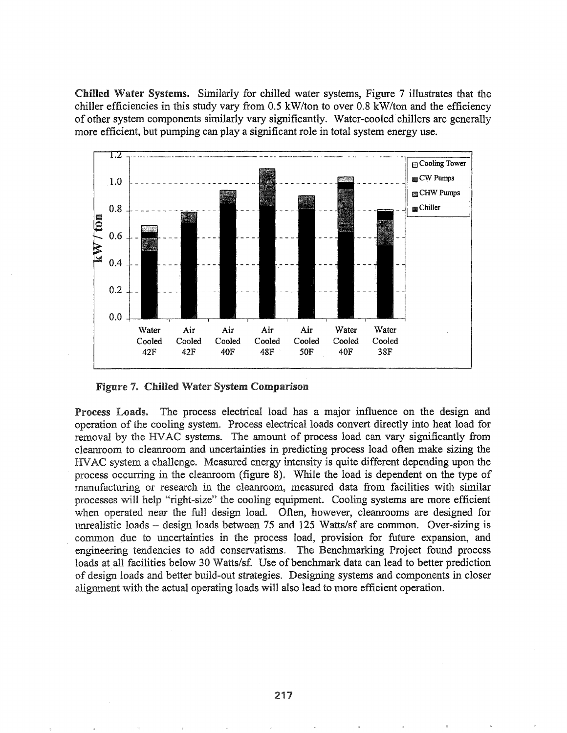**Chilled Water Systems.** Similarly for chilled water systems, Figure 7 illustrates that the chiller efficiencies in this study vary from 0.5 kW/ton to over 0.8 kW/ton and the efficiency of other system components similarly vary significantly. Water-cooled chillers are generally more efficient, but pumping can play a significant role in total system energy use.

**Figure 7. Chilled Water System Comparison**

**Process Loads.** The process electrical load has a major influence on the design and operation of the cooling system. Process electrical loads convert directly into heat load for removal by the HVAC systems. The amount of process load can vary significantly from cleanroom to cleanroom and uncertainties in predicting process load often make sizing the HVAC system a challenge. Measured energy intensity is quite different depending upon the process occurring in the cleanroom (figure 8). While the load is dependent on the type of manufacturing or research in the cleanroom, measured data from facilities with similar processes will help "right-size" the cooling equipment. Cooling systems are more efficient when operated near the full design load. Often, however, cleanrooms are designed for unrealistic loads – design loads between 75 and 125 Watts/sf are common. Over-sizing is common due to uncertainties in the process load, provision for future expansion, and engineering tendencies to add conservatisms. The Benchmarking Project found process loads at all facilities below 30 Watts/sf. Use of benchmark data can lead to better prediction of design loads and better build-out strategies. Designing systems and components in closer alignment with the actual operating loads will also lead to more efficient operation.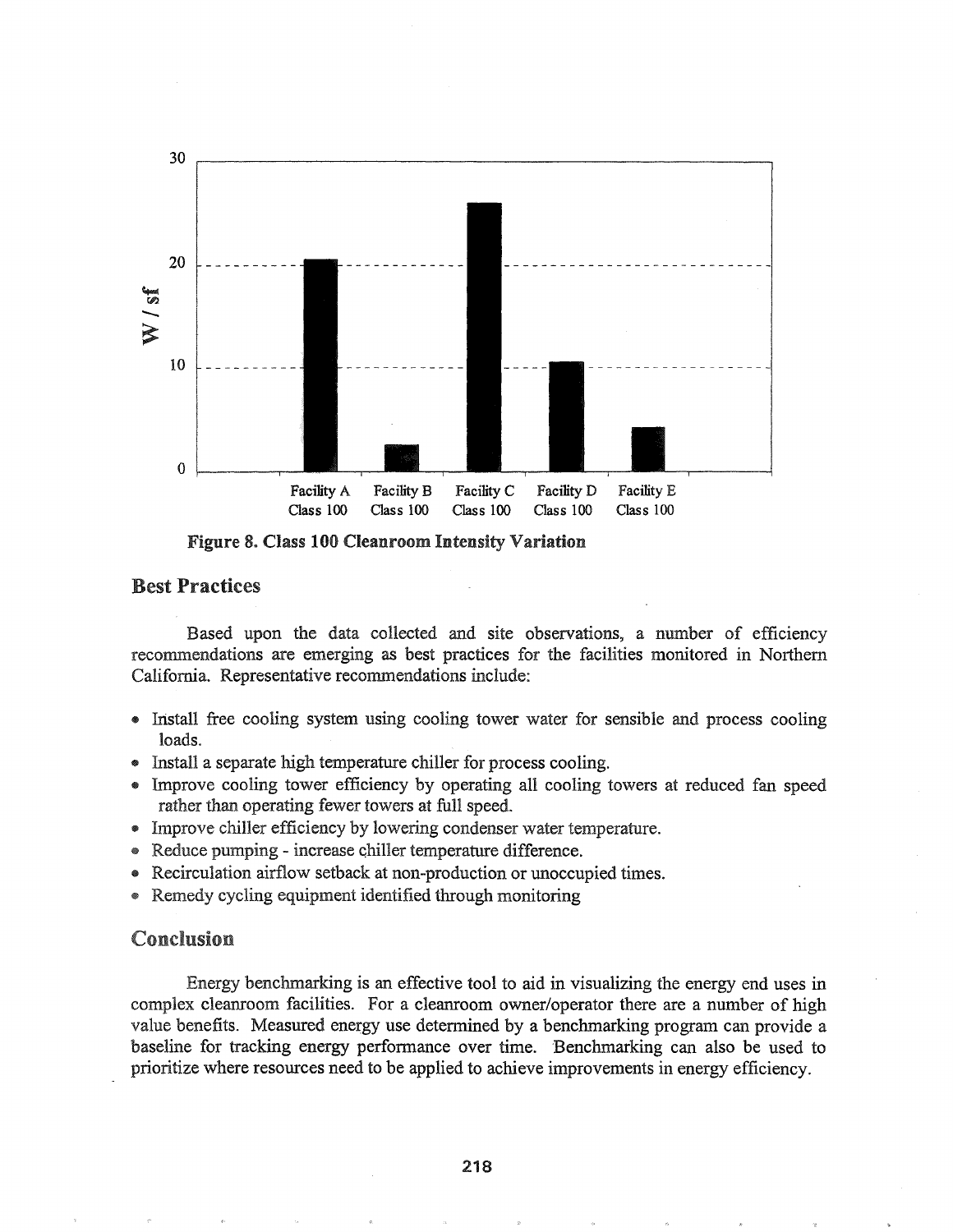Figure 8. Class 100 Cleanroom Intensity Variation

## Best Practices

Based upon the data collected and site observations, a number of efficiency recommendations are emerging as best practices for the facilities monitored in Northern California. Representative recommendations include:

- Install free cooling system using cooling tower water for sensible and process cooling loads.
- Install a separate high temperature chiller for process cooling.
- Improve cooling tower efficiency by operating all cooling towers at reduced fan speed rather than operating fewer towers at full speed.
- Improve chiller efficiency by lowering condenser water temperature.
- Reduce pumping - increase chiller temperature difference.
- Recirculation airflow setback at non-production or unoccupied times.
- Remedy cycling equipment identified through monitoring

## Conclusion

Energy benchmarking is an effective tool to aid in visualizing the energy end uses in complex cleanroom facilities. For a cleanroom owner/operator there are a number of high value benefits. Measured energy use determined by a benchmarking program can provide a baseline for tracking energy performance over time. Benchmarking can also be used to prioritize where resources need to be applied to achieve improvements in energy efficiency.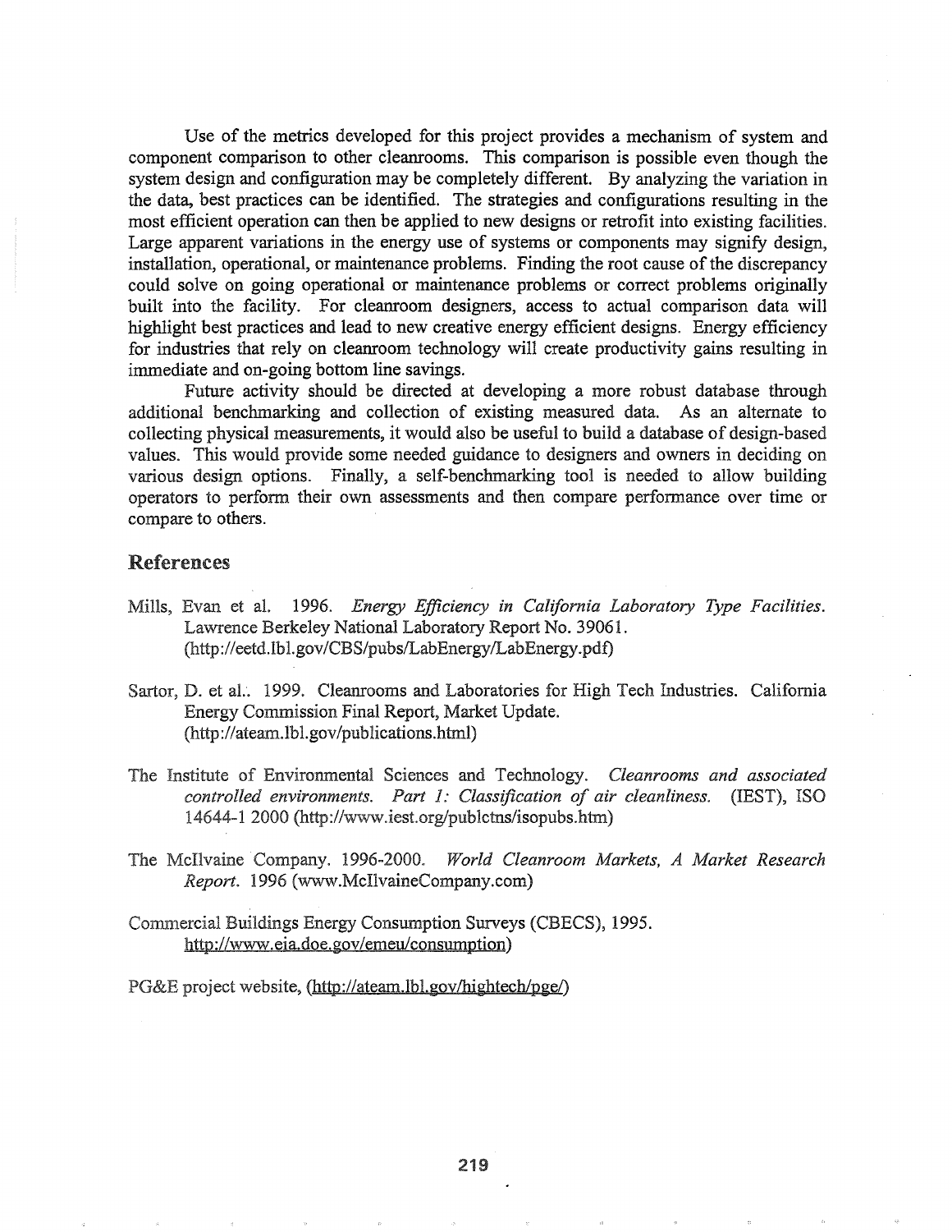Use of the metrics developed for this project provides a mechanism of system and component comparison to other cleanrooms. This comparison is possible even though the system design and configuration may be completely different. By analyzing the variation in the data, best practices can be identified. The strategies and configurations resulting in the most efficient operation can then be applied to new designs or retrofit into existing facilities. Large apparent variations in the energy use of systems or components may signify design, installation, operational, or maintenance problems. Finding the root cause of the discrepancy could solve on going operational or maintenance problems or correct problems originally built into the facility. For cleanroom designers, access to actual comparison data will highlight best practices and lead to new creative energy efficient designs. Energy efficiency for industries that rely on cleanroom technology will create productivity gains resulting in immediate and on-going bottom line savings.

Future activity should be directed at developing a more robust database through additional benchmarking and collection of existing measured data. As an alternate to collecting physical measurements, it would also be useful to build a database of design-based values. This would provide some needed guidance to designers and owners in deciding on various design options. Finally, a self-benchmarking tool is needed to allow building operators to perform their own assessments and then compare performance over time or compare to others.

## References

Mills, Evan et al. 1996. *Energy Efficiency in California Laboratory Type Facilities*. Lawrence Berkeley National Laboratory Report No. 39061. (http://eetd.lbl.gov/CBS/pubs/LabEnergy/LabEnergy.pdf)

Sartor, D. et al.. 1999. Cleanrooms and Laboratories for High Tech Industries. California Energy Commission Final Report, Market Update. (http://ateam.lbl.gov/publications.html)

The Institute of Environmental Sciences and Technology. *Cleanrooms and associated controlled environments. Part 1: Classification of air cleanliness.* (IEST), ISO 14644-1 2000 (http://www.iest.org/publctns/isopubs.htm)

The McIlvaine Company. 1996-2000. *World Cleanroom Markets, A Market Research Report*. 1996 (www.McIlvaineCompany.com)

Commercial Buildings Energy Consumption Surveys (CBECS), 1995. http://www.eia.doe.gov/emeu/consumption)

PG&E project website, (http://ateam.lbl.gov/hightech/pge/)